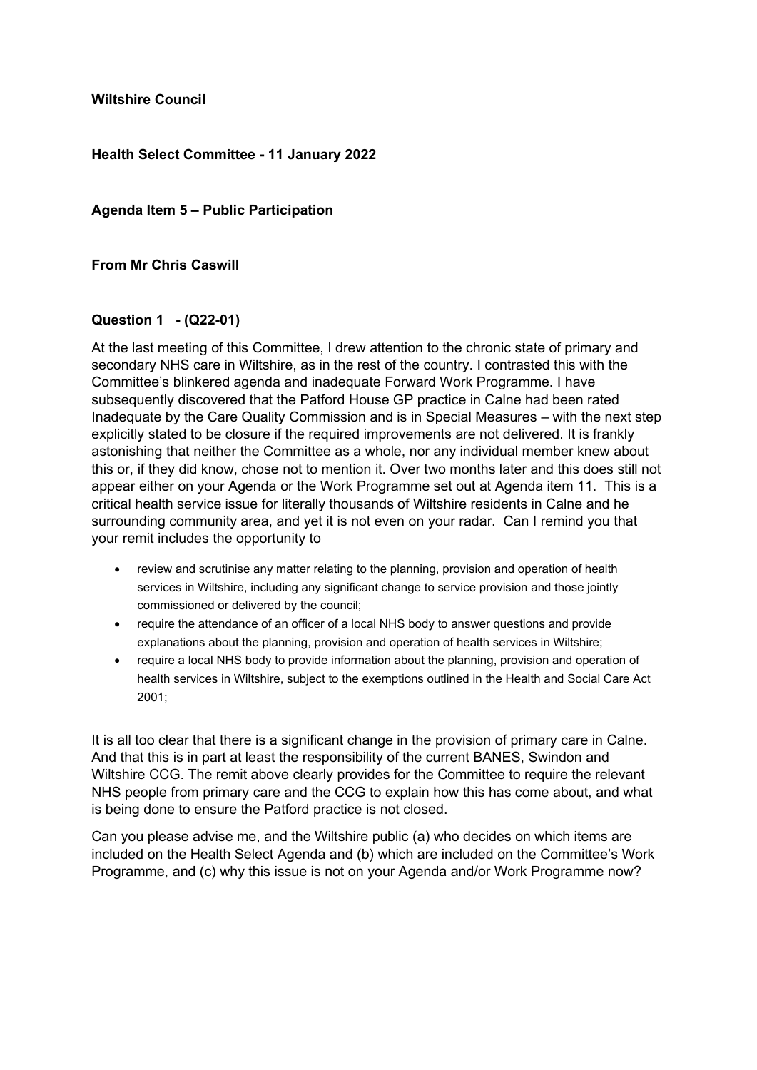**Wiltshire Council**

**Health Select Committee - 11 January 2022**

**Agenda Item 5 – Public Participation**

**From Mr Chris Caswill**

**Question 1 - (Q22-01)**

At the last meeting of this Committee, I drew attention to the chronic state of primary and secondary NHS care in Wiltshire, as in the rest of the country. I contrasted this with the Committee's blinkered agenda and inadequate Forward Work Programme. I have subsequently discovered that the Patford House GP practice in Calne had been rated Inadequate by the Care Quality Commission and is in Special Measures – with the next step explicitly stated to be closure if the required improvements are not delivered. It is frankly astonishing that neither the Committee as a whole, nor any individual member knew about this or, if they did know, chose not to mention it. Over two months later and this does still not appear either on your Agenda or the Work Programme set out at Agenda item 11. This is a critical health service issue for literally thousands of Wiltshire residents in Calne and he surrounding community area, and yet it is not even on your radar. Can I remind you that your remit includes the opportunity to

- review and scrutinise any matter relating to the planning, provision and operation of health services in Wiltshire, including any significant change to service provision and those jointly commissioned or delivered by the council;
- require the attendance of an officer of a local NHS body to answer questions and provide explanations about the planning, provision and operation of health services in Wiltshire;
- require a local NHS body to provide information about the planning, provision and operation of health services in Wiltshire, subject to the exemptions outlined in the Health and Social Care Act 2001;

It is all too clear that there is a significant change in the provision of primary care in Calne. And that this is in part at least the responsibility of the current BANES, Swindon and Wiltshire CCG. The remit above clearly provides for the Committee to require the relevant NHS people from primary care and the CCG to explain how this has come about, and what is being done to ensure the Patford practice is not closed.

Can you please advise me, and the Wiltshire public (a) who decides on which items are included on the Health Select Agenda and (b) which are included on the Committee's Work Programme, and (c) why this issue is not on your Agenda and/or Work Programme now?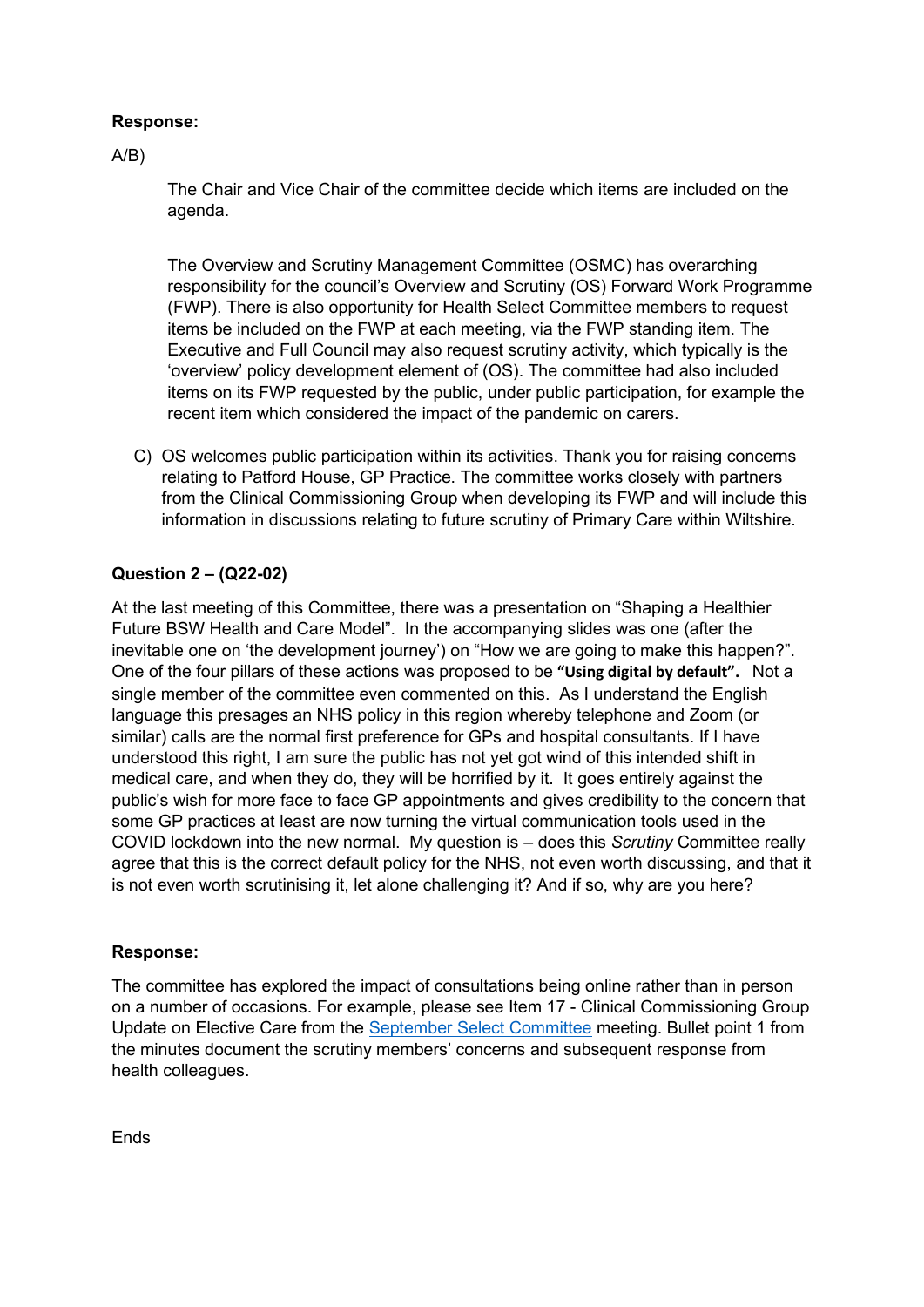**Response:**

A/B)

> The Chair and Vice Chair of the committee decide which items are included on the agenda.
>
> The Overview and Scrutiny Management Committee (OSMC) has overarching responsibility for the council's Overview and Scrutiny (OS) Forward Work Programme (FWP). There is also opportunity for Health Select Committee members to request items be included on the FWP at each meeting, via the FWP standing item. The Executive and Full Council may also request scrutiny activity, which typically is the 'overview' policy development element of (OS). The committee had also included items on its FWP requested by the public, under public participation, for example the recent item which considered the impact of the pandemic on carers.

C) OS welcomes public participation within its activities. Thank you for raising concerns relating to Patford House, GP Practice. The committee works closely with partners from the Clinical Commissioning Group when developing its FWP and will include this information in discussions relating to future scrutiny of Primary Care within Wiltshire.

**Question 2 – (Q22-02)**

At the last meeting of this Committee, there was a presentation on "Shaping a Healthier Future BSW Health and Care Model". In the accompanying slides was one (after the inevitable one on 'the development journey') on "How we are going to make this happen?". One of the four pillars of these actions was proposed to be **"Using digital by default".** Not a single member of the committee even commented on this. As I understand the English language this presages an NHS policy in this region whereby telephone and Zoom (or similar) calls are the normal first preference for GPs and hospital consultants. If I have understood this right, I am sure the public has not yet got wind of this intended shift in medical care, and when they do, they will be horrified by it. It goes entirely against the public's wish for more face to face GP appointments and gives credibility to the concern that some GP practices at least are now turning the virtual communication tools used in the COVID lockdown into the new normal. My question is – does this *Scrutiny* Committee really agree that this is the correct default policy for the NHS, not even worth discussing, and that it is not even worth scrutinising it, let alone challenging it? And if so, why are you here?

**Response:**

The committee has explored the impact of consultations being online rather than in person on a number of occasions. For example, please see Item 17 - Clinical Commissioning Group Update on Elective Care from the September Select Committee meeting. Bullet point 1 from the minutes document the scrutiny members' concerns and subsequent response from health colleagues.

Ends